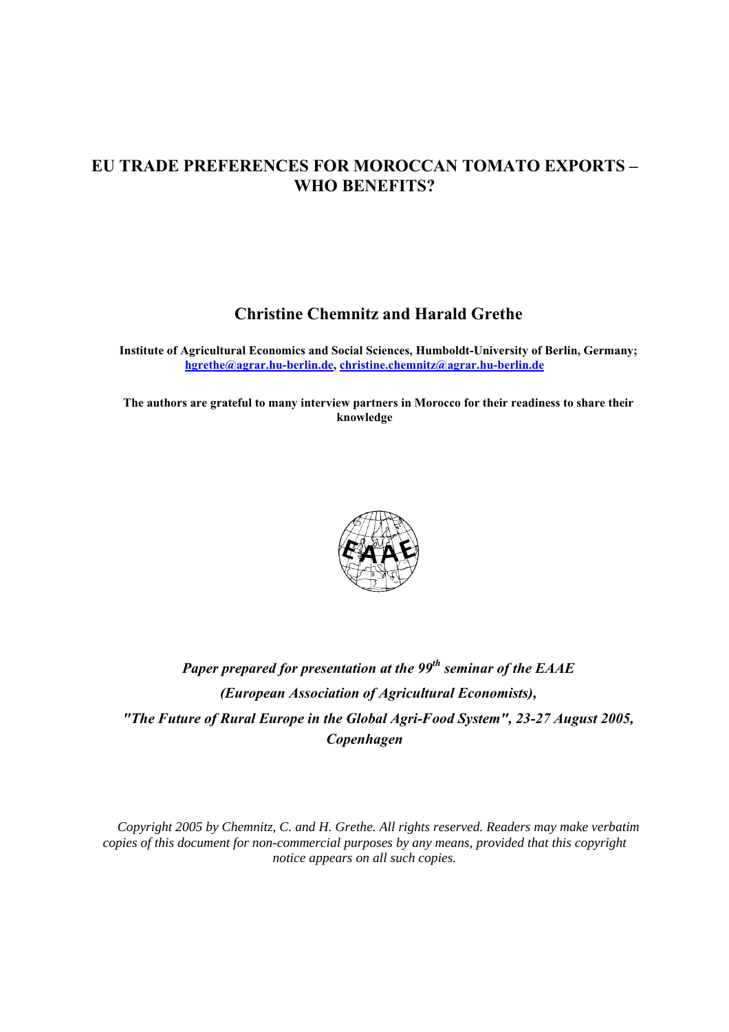# EU TRADE PREFERENCES FOR MOROCCAN TOMATO EXPORTS – WHO BENEFITS?

## Christine Chemnitz and Harald Grethe

**Institute of Agricultural Economics and Social Sciences, Humboldt-University of Berlin, Germany; hgrethe@agrar.hu-berlin.de, christine.chemnitz@agrar.hu-berlin.de**

**The authors are grateful to many interview partners in Morocco for their readiness to share their knowledge**

***Paper prepared for presentation at the 99th seminar of the EAAE (European Association of Agricultural Economists), "The Future of Rural Europe in the Global Agri-Food System", 23-27 August 2005, Copenhagen***

*Copyright 2005 by Chemnitz, C. and H. Grethe. All rights reserved. Readers may make verbatim copies of this document for non-commercial purposes by any means, provided that this copyright notice appears on all such copies.*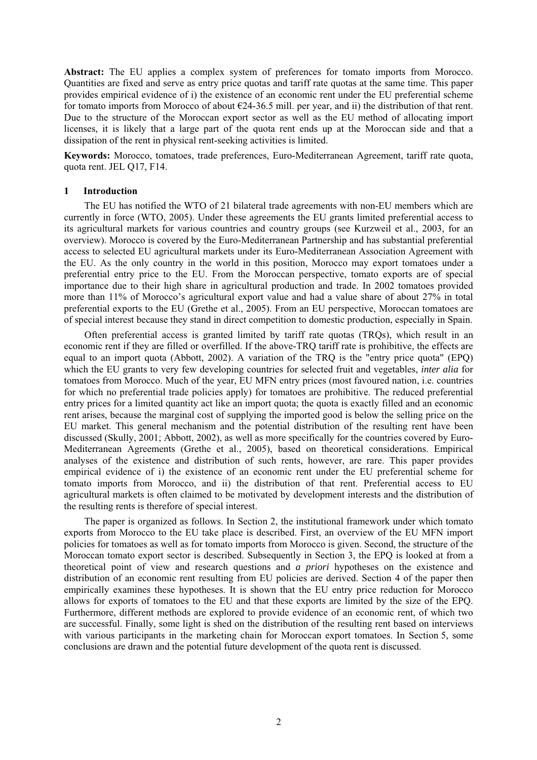**Abstract:** The EU applies a complex system of preferences for tomato imports from Morocco. Quantities are fixed and serve as entry price quotas and tariff rate quotas at the same time. This paper provides empirical evidence of i) the existence of an economic rent under the EU preferential scheme for tomato imports from Morocco of about €24-36.5 mill. per year, and ii) the distribution of that rent. Due to the structure of the Moroccan export sector as well as the EU method of allocating import licenses, it is likely that a large part of the quota rent ends up at the Moroccan side and that a dissipation of the rent in physical rent-seeking activities is limited.

**Keywords:** Morocco, tomatoes, trade preferences, Euro-Mediterranean Agreement, tariff rate quota, quota rent. JEL Q17, F14.

## 1 Introduction

The EU has notified the WTO of 21 bilateral trade agreements with non-EU members which are currently in force (WTO, 2005). Under these agreements the EU grants limited preferential access to its agricultural markets for various countries and country groups (see Kurzweil et al., 2003, for an overview). Morocco is covered by the Euro-Mediterranean Partnership and has substantial preferential access to selected EU agricultural markets under its Euro-Mediterranean Association Agreement with the EU. As the only country in the world in this position, Morocco may export tomatoes under a preferential entry price to the EU. From the Moroccan perspective, tomato exports are of special importance due to their high share in agricultural production and trade. In 2002 tomatoes provided more than 11% of Morocco's agricultural export value and had a value share of about 27% in total preferential exports to the EU (Grethe et al., 2005). From an EU perspective, Moroccan tomatoes are of special interest because they stand in direct competition to domestic production, especially in Spain.

Often preferential access is granted limited by tariff rate quotas (TRQs), which result in an economic rent if they are filled or overfilled. If the above-TRQ tariff rate is prohibitive, the effects are equal to an import quota (Abbott, 2002). A variation of the TRQ is the "entry price quota" (EPQ) which the EU grants to very few developing countries for selected fruit and vegetables, *inter alia* for tomatoes from Morocco. Much of the year, EU MFN entry prices (most favoured nation, i.e. countries for which no preferential trade policies apply) for tomatoes are prohibitive. The reduced preferential entry prices for a limited quantity act like an import quota; the quota is exactly filled and an economic rent arises, because the marginal cost of supplying the imported good is below the selling price on the EU market. This general mechanism and the potential distribution of the resulting rent have been discussed (Skully, 2001; Abbott, 2002), as well as more specifically for the countries covered by Euro-Mediterranean Agreements (Grethe et al., 2005), based on theoretical considerations. Empirical analyses of the existence and distribution of such rents, however, are rare. This paper provides empirical evidence of i) the existence of an economic rent under the EU preferential scheme for tomato imports from Morocco, and ii) the distribution of that rent. Preferential access to EU agricultural markets is often claimed to be motivated by development interests and the distribution of the resulting rents is therefore of special interest.

The paper is organized as follows. In Section 2, the institutional framework under which tomato exports from Morocco to the EU take place is described. First, an overview of the EU MFN import policies for tomatoes as well as for tomato imports from Morocco is given. Second, the structure of the Moroccan tomato export sector is described. Subsequently in Section 3, the EPQ is looked at from a theoretical point of view and research questions and *a priori* hypotheses on the existence and distribution of an economic rent resulting from EU policies are derived. Section 4 of the paper then empirically examines these hypotheses. It is shown that the EU entry price reduction for Morocco allows for exports of tomatoes to the EU and that these exports are limited by the size of the EPQ. Furthermore, different methods are explored to provide evidence of an economic rent, of which two are successful. Finally, some light is shed on the distribution of the resulting rent based on interviews with various participants in the marketing chain for Moroccan export tomatoes. In Section 5, some conclusions are drawn and the potential future development of the quota rent is discussed.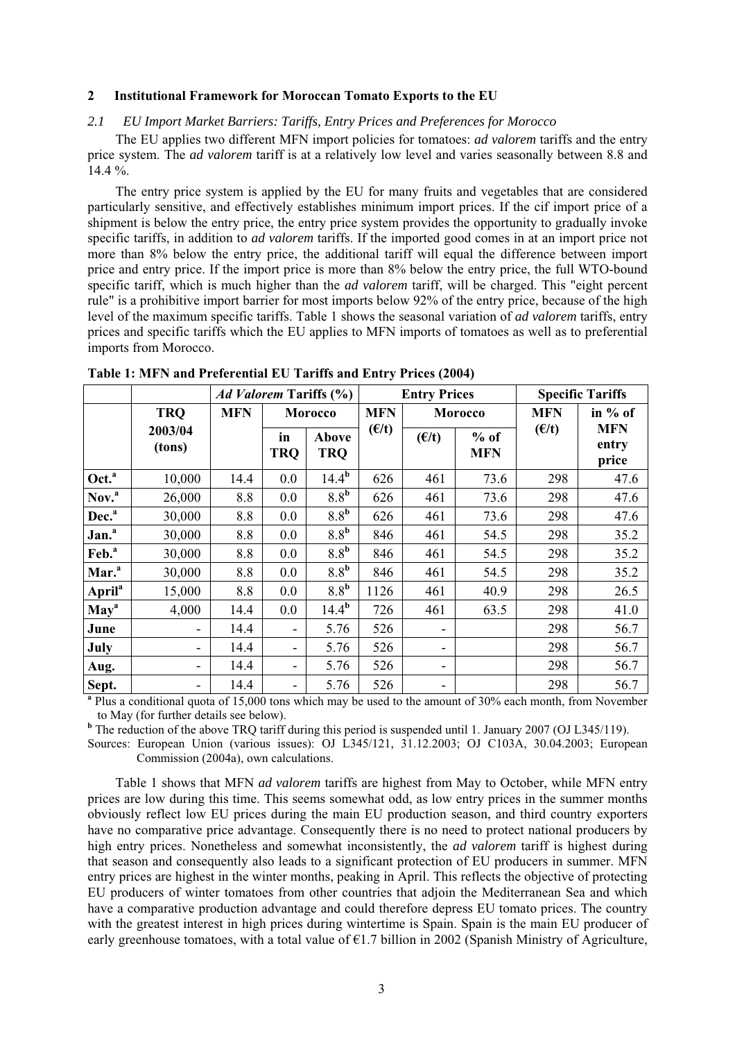## 2 Institutional Framework for Moroccan Tomato Exports to the EU

### 2.1 *EU Import Market Barriers: Tariffs, Entry Prices and Preferences for Morocco*

The EU applies two different MFN import policies for tomatoes: *ad valorem* tariffs and the entry price system. The *ad valorem* tariff is at a relatively low level and varies seasonally between 8.8 and 14.4 %.

The entry price system is applied by the EU for many fruits and vegetables that are considered particularly sensitive, and effectively establishes minimum import prices. If the cif import price of a shipment is below the entry price, the entry price system provides the opportunity to gradually invoke specific tariffs, in addition to *ad valorem* tariffs. If the imported good comes in at an import price not more than 8% below the entry price, the additional tariff will equal the difference between import price and entry price. If the import price is more than 8% below the entry price, the full WTO-bound specific tariff, which is much higher than the *ad valorem* tariff, will be charged. This "eight percent rule" is a prohibitive import barrier for most imports below 92% of the entry price, because of the high level of the maximum specific tariffs. Table 1 shows the seasonal variation of *ad valorem* tariffs, entry prices and specific tariffs which the EU applies to MFN imports of tomatoes as well as to preferential imports from Morocco.

**Table 1: MFN and Preferential EU Tariffs and Entry Prices (2004)**

| | | *Ad Valorem* Tariffs (%) | | | Entry Prices | | | Specific Tariffs | |
|---|---|---|---|---|---|---|---|---|---|
| | TRQ 2003/04 (tons) | MFN | Morocco | | MFN (€/t) | Morocco | | MFN (€/t) | in % of MFN entry price |
| | | | in TRQ | Above TRQ | | (€/t) | % of MFN | | |
| **Oct.**[a] | 10,000 | 14.4 | 0.0 | 14.4[b] | 626 | 461 | 73.6 | 298 | 47.6 |
| **Nov.**[a] | 26,000 | 8.8 | 0.0 | 8.8[b] | 626 | 461 | 73.6 | 298 | 47.6 |
| **Dec.**[a] | 30,000 | 8.8 | 0.0 | 8.8[b] | 626 | 461 | 73.6 | 298 | 47.6 |
| **Jan.**[a] | 30,000 | 8.8 | 0.0 | 8.8[b] | 846 | 461 | 54.5 | 298 | 35.2 |
| **Feb.**[a] | 30,000 | 8.8 | 0.0 | 8.8[b] | 846 | 461 | 54.5 | 298 | 35.2 |
| **Mar.**[a] | 30,000 | 8.8 | 0.0 | 8.8[b] | 846 | 461 | 54.5 | 298 | 35.2 |
| **April**[a] | 15,000 | 8.8 | 0.0 | 8.8[b] | 1126 | 461 | 40.9 | 298 | 26.5 |
| **May**[a] | 4,000 | 14.4 | 0.0 | 14.4[b] | 726 | 461 | 63.5 | 298 | 41.0 |
| **June** | - | 14.4 | - | 5.76 | 526 | - | | 298 | 56.7 |
| **July** | - | 14.4 | - | 5.76 | 526 | - | | 298 | 56.7 |
| **Aug.** | - | 14.4 | - | 5.76 | 526 | - | | 298 | 56.7 |
| **Sept.** | - | 14.4 | - | 5.76 | 526 | - | | 298 | 56.7 |

[a] Plus a conditional quota of 15,000 tons which may be used to the amount of 30% each month, from November to May (for further details see below).

[b] The reduction of the above TRQ tariff during this period is suspended until 1. January 2007 (OJ L345/119).

Sources: European Union (various issues): OJ L345/121, 31.12.2003; OJ C103A, 30.04.2003; European Commission (2004a), own calculations.

Table 1 shows that MFN *ad valorem* tariffs are highest from May to October, while MFN entry prices are low during this time. This seems somewhat odd, as low entry prices in the summer months obviously reflect low EU prices during the main EU production season, and third country exporters have no comparative price advantage. Consequently there is no need to protect national producers by high entry prices. Nonetheless and somewhat inconsistently, the *ad valorem* tariff is highest during that season and consequently also leads to a significant protection of EU producers in summer. MFN entry prices are highest in the winter months, peaking in April. This reflects the objective of protecting EU producers of winter tomatoes from other countries that adjoin the Mediterranean Sea and which have a comparative production advantage and could therefore depress EU tomato prices. The country with the greatest interest in high prices during wintertime is Spain. Spain is the main EU producer of early greenhouse tomatoes, with a total value of €1.7 billion in 2002 (Spanish Ministry of Agriculture,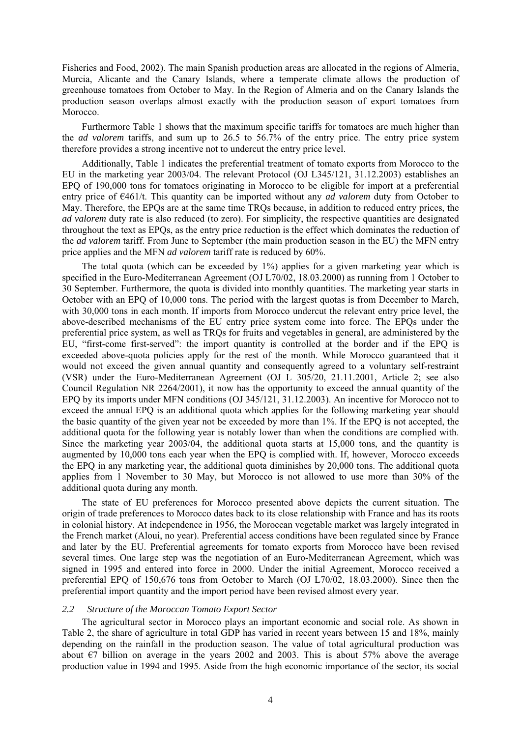Fisheries and Food, 2002). The main Spanish production areas are allocated in the regions of Almeria, Murcia, Alicante and the Canary Islands, where a temperate climate allows the production of greenhouse tomatoes from October to May. In the Region of Almeria and on the Canary Islands the production season overlaps almost exactly with the production season of export tomatoes from Morocco.

Furthermore Table 1 shows that the maximum specific tariffs for tomatoes are much higher than the *ad valorem* tariffs, and sum up to 26.5 to 56.7% of the entry price. The entry price system therefore provides a strong incentive not to undercut the entry price level.

Additionally, Table 1 indicates the preferential treatment of tomato exports from Morocco to the EU in the marketing year 2003/04. The relevant Protocol (OJ L345/121, 31.12.2003) establishes an EPQ of 190,000 tons for tomatoes originating in Morocco to be eligible for import at a preferential entry price of €461/t. This quantity can be imported without any *ad valorem* duty from October to May. Therefore, the EPQs are at the same time TRQs because, in addition to reduced entry prices, the *ad valorem* duty rate is also reduced (to zero). For simplicity, the respective quantities are designated throughout the text as EPQs, as the entry price reduction is the effect which dominates the reduction of the *ad valorem* tariff. From June to September (the main production season in the EU) the MFN entry price applies and the MFN *ad valorem* tariff rate is reduced by 60%.

The total quota (which can be exceeded by 1%) applies for a given marketing year which is specified in the Euro-Mediterranean Agreement (OJ L70/02, 18.03.2000) as running from 1 October to 30 September. Furthermore, the quota is divided into monthly quantities. The marketing year starts in October with an EPQ of 10,000 tons. The period with the largest quotas is from December to March, with 30,000 tons in each month. If imports from Morocco undercut the relevant entry price level, the above-described mechanisms of the EU entry price system come into force. The EPQs under the preferential price system, as well as TRQs for fruits and vegetables in general, are administered by the EU, "first-come first-served": the import quantity is controlled at the border and if the EPQ is exceeded above-quota policies apply for the rest of the month. While Morocco guaranteed that it would not exceed the given annual quantity and consequently agreed to a voluntary self-restraint (VSR) under the Euro-Mediterranean Agreement (OJ L 305/20, 21.11.2001, Article 2; see also Council Regulation NR 2264/2001), it now has the opportunity to exceed the annual quantity of the EPQ by its imports under MFN conditions (OJ 345/121, 31.12.2003). An incentive for Morocco not to exceed the annual EPQ is an additional quota which applies for the following marketing year should the basic quantity of the given year not be exceeded by more than 1%. If the EPQ is not accepted, the additional quota for the following year is notably lower than when the conditions are complied with. Since the marketing year 2003/04, the additional quota starts at 15,000 tons, and the quantity is augmented by 10,000 tons each year when the EPQ is complied with. If, however, Morocco exceeds the EPQ in any marketing year, the additional quota diminishes by 20,000 tons. The additional quota applies from 1 November to 30 May, but Morocco is not allowed to use more than 30% of the additional quota during any month.

The state of EU preferences for Morocco presented above depicts the current situation. The origin of trade preferences to Morocco dates back to its close relationship with France and has its roots in colonial history. At independence in 1956, the Moroccan vegetable market was largely integrated in the French market (Aloui, no year). Preferential access conditions have been regulated since by France and later by the EU. Preferential agreements for tomato exports from Morocco have been revised several times. One large step was the negotiation of an Euro-Mediterranean Agreement, which was signed in 1995 and entered into force in 2000. Under the initial Agreement, Morocco received a preferential EPQ of 150,676 tons from October to March (OJ L70/02, 18.03.2000). Since then the preferential import quantity and the import period have been revised almost every year.

### *2.2 Structure of the Moroccan Tomato Export Sector*

The agricultural sector in Morocco plays an important economic and social role. As shown in Table 2, the share of agriculture in total GDP has varied in recent years between 15 and 18%, mainly depending on the rainfall in the production season. The value of total agricultural production was about €7 billion on average in the years 2002 and 2003. This is about 57% above the average production value in 1994 and 1995. Aside from the high economic importance of the sector, its social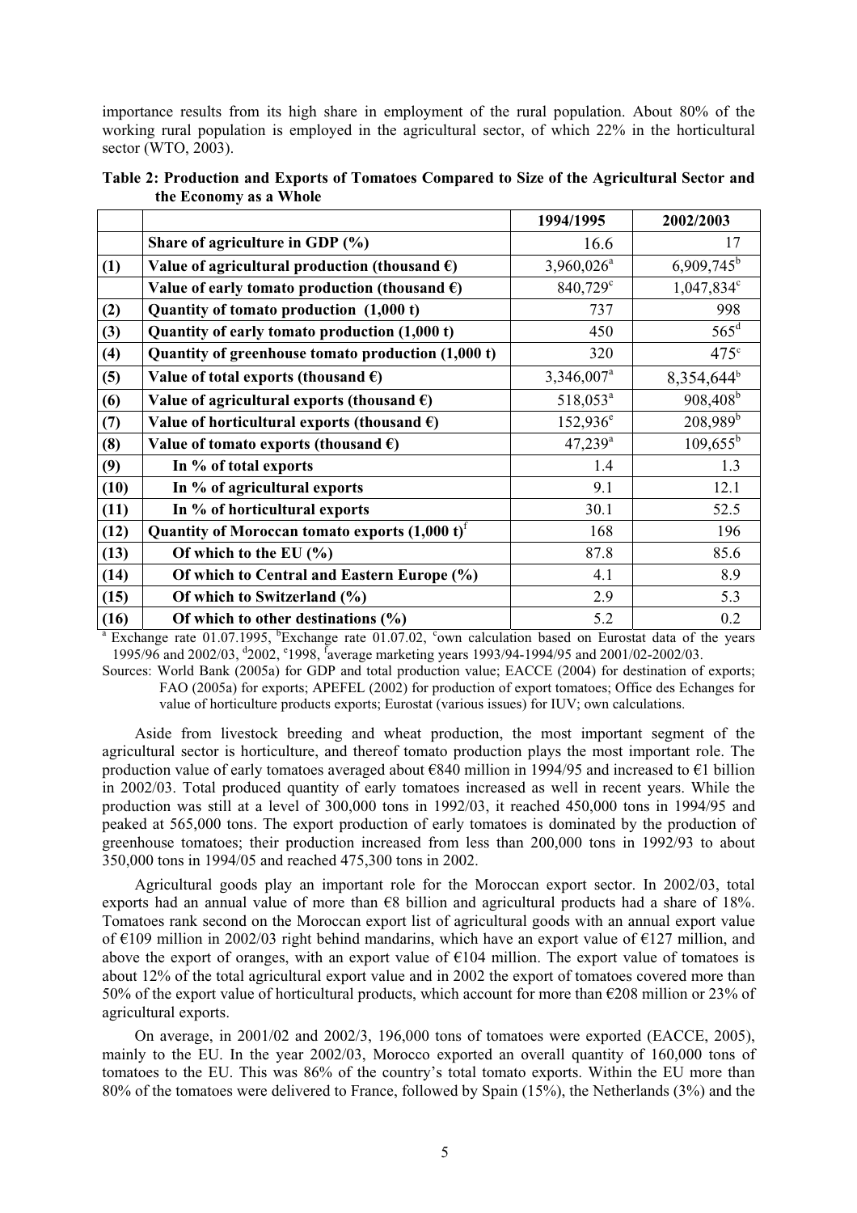importance results from its high share in employment of the rural population. About 80% of the working rural population is employed in the agricultural sector, of which 22% in the horticultural sector (WTO, 2003).

**Table 2: Production and Exports of Tomatoes Compared to Size of the Agricultural Sector and the Economy as a Whole**

| | | 1994/1995 | 2002/2003 |
|---|---|---|---|
| | **Share of agriculture in GDP (%)** | 16.6 | 17 |
| **(1)** | **Value of agricultural production (thousand €)** | 3,960,026[a] | 6,909,745[b] |
| | **Value of early tomato production (thousand €)** | 840,729[c] | 1,047,834[c] |
| **(2)** | **Quantity of tomato production (1,000 t)** | 737 | 998 |
| **(3)** | **Quantity of early tomato production (1,000 t)** | 450 | 565[d] |
| **(4)** | **Quantity of greenhouse tomato production (1,000 t)** | 320 | 475[c] |
| **(5)** | **Value of total exports (thousand €)** | 3,346,007[a] | 8,354,644[b] |
| **(6)** | **Value of agricultural exports (thousand €)** | 518,053[a] | 908,408[b] |
| **(7)** | **Value of horticultural exports (thousand €)** | 152,936[e] | 208,989[b] |
| **(8)** | **Value of tomato exports (thousand €)** | 47,239[a] | 109,655[b] |
| **(9)** | **In % of total exports** | 1.4 | 1.3 |
| **(10)** | **In % of agricultural exports** | 9.1 | 12.1 |
| **(11)** | **In % of horticultural exports** | 30.1 | 52.5 |
| **(12)** | **Quantity of Moroccan tomato exports (1,000 t)**[f] | 168 | 196 |
| **(13)** | **Of which to the EU (%)** | 87.8 | 85.6 |
| **(14)** | **Of which to Central and Eastern Europe (%)** | 4.1 | 8.9 |
| **(15)** | **Of which to Switzerland (%)** | 2.9 | 5.3 |
| **(16)** | **Of which to other destinations (%)** | 5.2 | 0.2 |

[a] Exchange rate 01.07.1995, [b]Exchange rate 01.07.02, [c]own calculation based on Eurostat data of the years 1995/96 and 2002/03, [d]2002, [e]1998, [f]average marketing years 1993/94-1994/95 and 2001/02-2002/03.

Sources: World Bank (2005a) for GDP and total production value; EACCE (2004) for destination of exports; FAO (2005a) for exports; APEFEL (2002) for production of export tomatoes; Office des Echanges for value of horticulture products exports; Eurostat (various issues) for IUV; own calculations.

Aside from livestock breeding and wheat production, the most important segment of the agricultural sector is horticulture, and thereof tomato production plays the most important role. The production value of early tomatoes averaged about €840 million in 1994/95 and increased to €1 billion in 2002/03. Total produced quantity of early tomatoes increased as well in recent years. While the production was still at a level of 300,000 tons in 1992/03, it reached 450,000 tons in 1994/95 and peaked at 565,000 tons. The export production of early tomatoes is dominated by the production of greenhouse tomatoes; their production increased from less than 200,000 tons in 1992/93 to about 350,000 tons in 1994/05 and reached 475,300 tons in 2002.

Agricultural goods play an important role for the Moroccan export sector. In 2002/03, total exports had an annual value of more than €8 billion and agricultural products had a share of 18%. Tomatoes rank second on the Moroccan export list of agricultural goods with an annual export value of €109 million in 2002/03 right behind mandarins, which have an export value of €127 million, and above the export of oranges, with an export value of €104 million. The export value of tomatoes is about 12% of the total agricultural export value and in 2002 the export of tomatoes covered more than 50% of the export value of horticultural products, which account for more than €208 million or 23% of agricultural exports.

On average, in 2001/02 and 2002/3, 196,000 tons of tomatoes were exported (EACCE, 2005), mainly to the EU. In the year 2002/03, Morocco exported an overall quantity of 160,000 tons of tomatoes to the EU. This was 86% of the country's total tomato exports. Within the EU more than 80% of the tomatoes were delivered to France, followed by Spain (15%), the Netherlands (3%) and the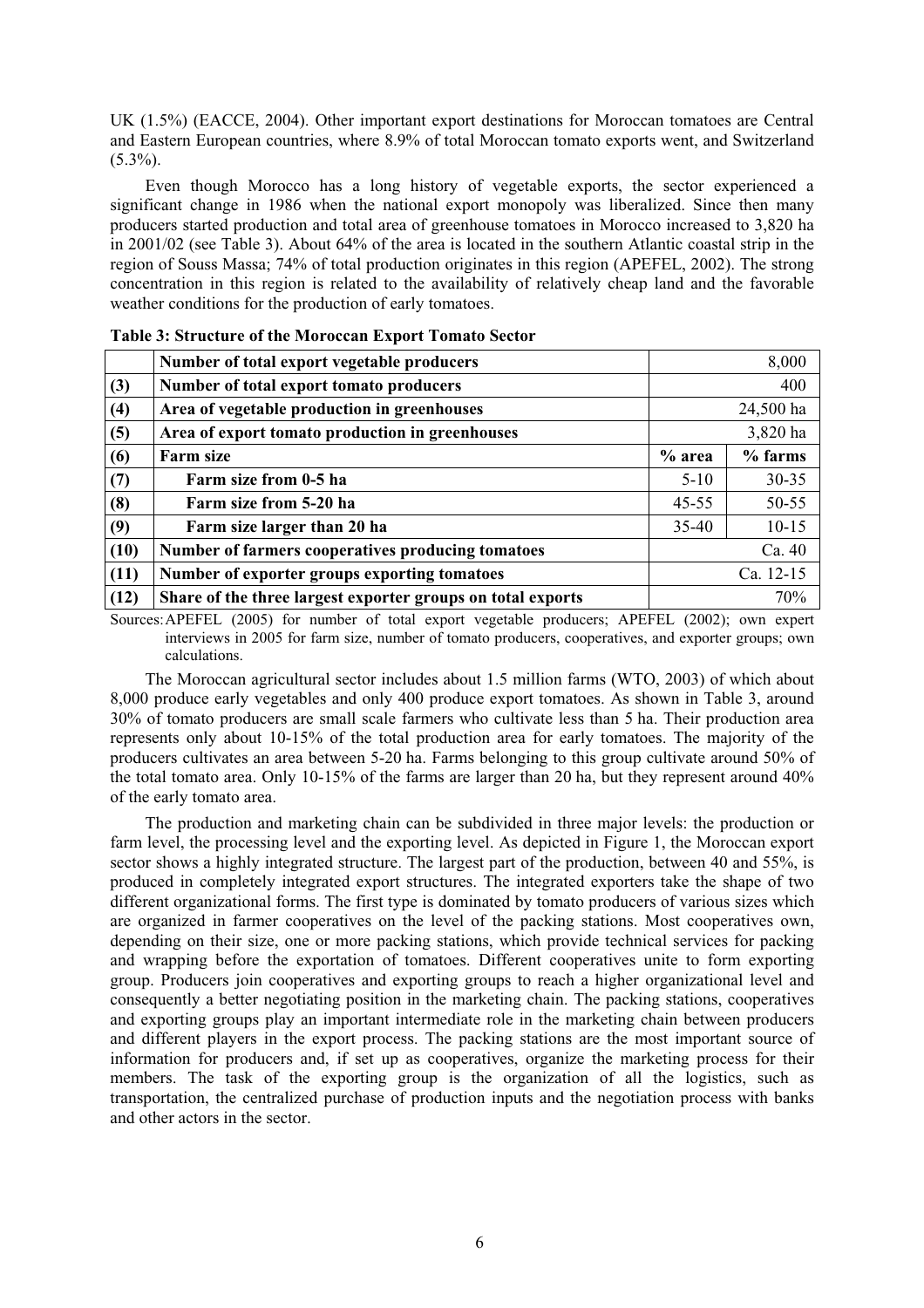UK (1.5%) (EACCE, 2004). Other important export destinations for Moroccan tomatoes are Central and Eastern European countries, where 8.9% of total Moroccan tomato exports went, and Switzerland (5.3%).

Even though Morocco has a long history of vegetable exports, the sector experienced a significant change in 1986 when the national export monopoly was liberalized. Since then many producers started production and total area of greenhouse tomatoes in Morocco increased to 3,820 ha in 2001/02 (see Table 3). About 64% of the area is located in the southern Atlantic coastal strip in the region of Souss Massa; 74% of total production originates in this region (APEFEL, 2002). The strong concentration in this region is related to the availability of relatively cheap land and the favorable weather conditions for the production of early tomatoes.

**Table 3: Structure of the Moroccan Export Tomato Sector**

| | | | |
|---|---|---|---|
| | **Number of total export vegetable producers** | | 8,000 |
| **(3)** | **Number of total export tomato producers** | | 400 |
| **(4)** | **Area of vegetable production in greenhouses** | | 24,500 ha |
| **(5)** | **Area of export tomato production in greenhouses** | | 3,820 ha |
| **(6)** | **Farm size** | **% area** | **% farms** |
| **(7)** | **Farm size from 0-5 ha** | 5-10 | 30-35 |
| **(8)** | **Farm size from 5-20 ha** | 45-55 | 50-55 |
| **(9)** | **Farm size larger than 20 ha** | 35-40 | 10-15 |
| **(10)** | **Number of farmers cooperatives producing tomatoes** | | Ca. 40 |
| **(11)** | **Number of exporter groups exporting tomatoes** | | Ca. 12-15 |
| **(12)** | **Share of the three largest exporter groups on total exports** | | 70% |

Sources: APEFEL (2005) for number of total export vegetable producers; APEFEL (2002); own expert interviews in 2005 for farm size, number of tomato producers, cooperatives, and exporter groups; own calculations.

The Moroccan agricultural sector includes about 1.5 million farms (WTO, 2003) of which about 8,000 produce early vegetables and only 400 produce export tomatoes. As shown in Table 3, around 30% of tomato producers are small scale farmers who cultivate less than 5 ha. Their production area represents only about 10-15% of the total production area for early tomatoes. The majority of the producers cultivates an area between 5-20 ha. Farms belonging to this group cultivate around 50% of the total tomato area. Only 10-15% of the farms are larger than 20 ha, but they represent around 40% of the early tomato area.

The production and marketing chain can be subdivided in three major levels: the production or farm level, the processing level and the exporting level. As depicted in Figure 1, the Moroccan export sector shows a highly integrated structure. The largest part of the production, between 40 and 55%, is produced in completely integrated export structures. The integrated exporters take the shape of two different organizational forms. The first type is dominated by tomato producers of various sizes which are organized in farmer cooperatives on the level of the packing stations. Most cooperatives own, depending on their size, one or more packing stations, which provide technical services for packing and wrapping before the exportation of tomatoes. Different cooperatives unite to form exporting group. Producers join cooperatives and exporting groups to reach a higher organizational level and consequently a better negotiating position in the marketing chain. The packing stations, cooperatives and exporting groups play an important intermediate role in the marketing chain between producers and different players in the export process. The packing stations are the most important source of information for producers and, if set up as cooperatives, organize the marketing process for their members. The task of the exporting group is the organization of all the logistics, such as transportation, the centralized purchase of production inputs and the negotiation process with banks and other actors in the sector.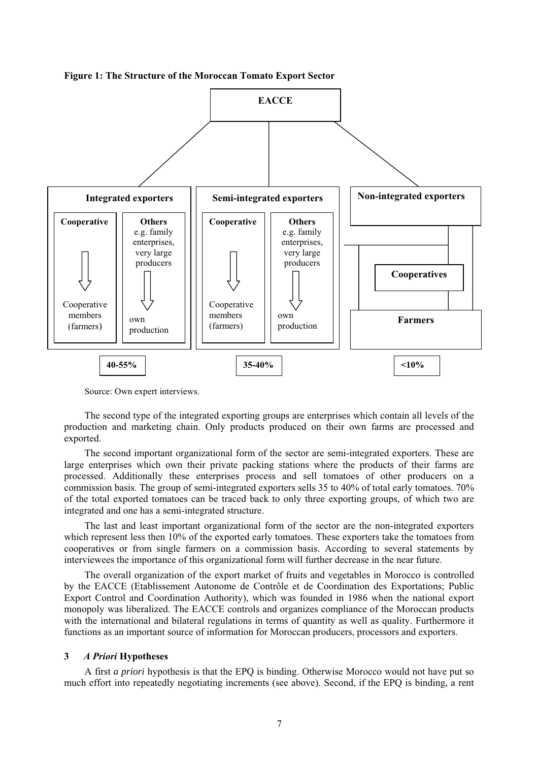**Figure 1: The Structure of the Moroccan Tomato Export Sector**

Source: Own expert interviews.

The second type of the integrated exporting groups are enterprises which contain all levels of the production and marketing chain. Only products produced on their own farms are processed and exported.

The second important organizational form of the sector are semi-integrated exporters. These are large enterprises which own their private packing stations where the products of their farms are processed. Additionally these enterprises process and sell tomatoes of other producers on a commission basis. The group of semi-integrated exporters sells 35 to 40% of total early tomatoes. 70% of the total exported tomatoes can be traced back to only three exporting groups, of which two are integrated and one has a semi-integrated structure.

The last and least important organizational form of the sector are the non-integrated exporters which represent less then 10% of the exported early tomatoes. These exporters take the tomatoes from cooperatives or from single farmers on a commission basis. According to several statements by interviewees the importance of this organizational form will further decrease in the near future.

The overall organization of the export market of fruits and vegetables in Morocco is controlled by the EACCE (Etablissement Autonome de Contrôle et de Coordination des Exportations; Public Export Control and Coordination Authority), which was founded in 1986 when the national export monopoly was liberalized. The EACCE controls and organizes compliance of the Moroccan products with the international and bilateral regulations in terms of quantity as well as quality. Furthermore it functions as an important source of information for Moroccan producers, processors and exporters.

## 3 *A Priori* Hypotheses

A first *a priori* hypothesis is that the EPQ is binding. Otherwise Morocco would not have put so much effort into repeatedly negotiating increments (see above). Second, if the EPQ is binding, a rent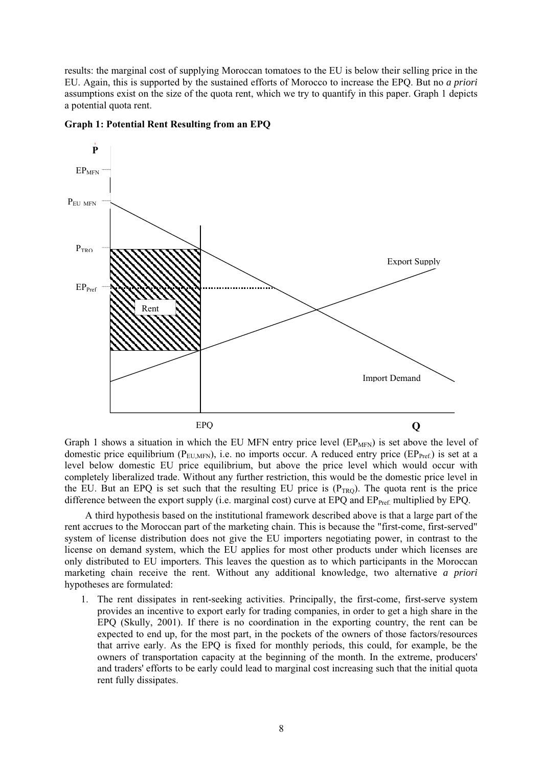results: the marginal cost of supplying Moroccan tomatoes to the EU is below their selling price in the EU. Again, this is supported by the sustained efforts of Morocco to increase the EPQ. But no *a priori* assumptions exist on the size of the quota rent, which we try to quantify in this paper. Graph 1 depicts a potential quota rent.

**Graph 1: Potential Rent Resulting from an EPQ**

Graph 1 shows a situation in which the EU MFN entry price level ($EP_{MFN}$) is set above the level of domestic price equilibrium ($P_{EU,MFN}$), i.e. no imports occur. A reduced entry price ($EP_{Pref.}$) is set at a level below domestic EU price equilibrium, but above the price level which would occur with completely liberalized trade. Without any further restriction, this would be the domestic price level in the EU. But an EPQ is set such that the resulting EU price is ($P_{TRQ}$). The quota rent is the price difference between the export supply (i.e. marginal cost) curve at EPQ and $EP_{Pref.}$ multiplied by EPQ.

A third hypothesis based on the institutional framework described above is that a large part of the rent accrues to the Moroccan part of the marketing chain. This is because the "first-come, first-served" system of license distribution does not give the EU importers negotiating power, in contrast to the license on demand system, which the EU applies for most other products under which licenses are only distributed to EU importers. This leaves the question as to which participants in the Moroccan marketing chain receive the rent. Without any additional knowledge, two alternative *a priori* hypotheses are formulated:

1. The rent dissipates in rent-seeking activities. Principally, the first-come, first-serve system provides an incentive to export early for trading companies, in order to get a high share in the EPQ (Skully, 2001). If there is no coordination in the exporting country, the rent can be expected to end up, for the most part, in the pockets of the owners of those factors/resources that arrive early. As the EPQ is fixed for monthly periods, this could, for example, be the owners of transportation capacity at the beginning of the month. In the extreme, producers' and traders' efforts to be early could lead to marginal cost increasing such that the initial quota rent fully dissipates.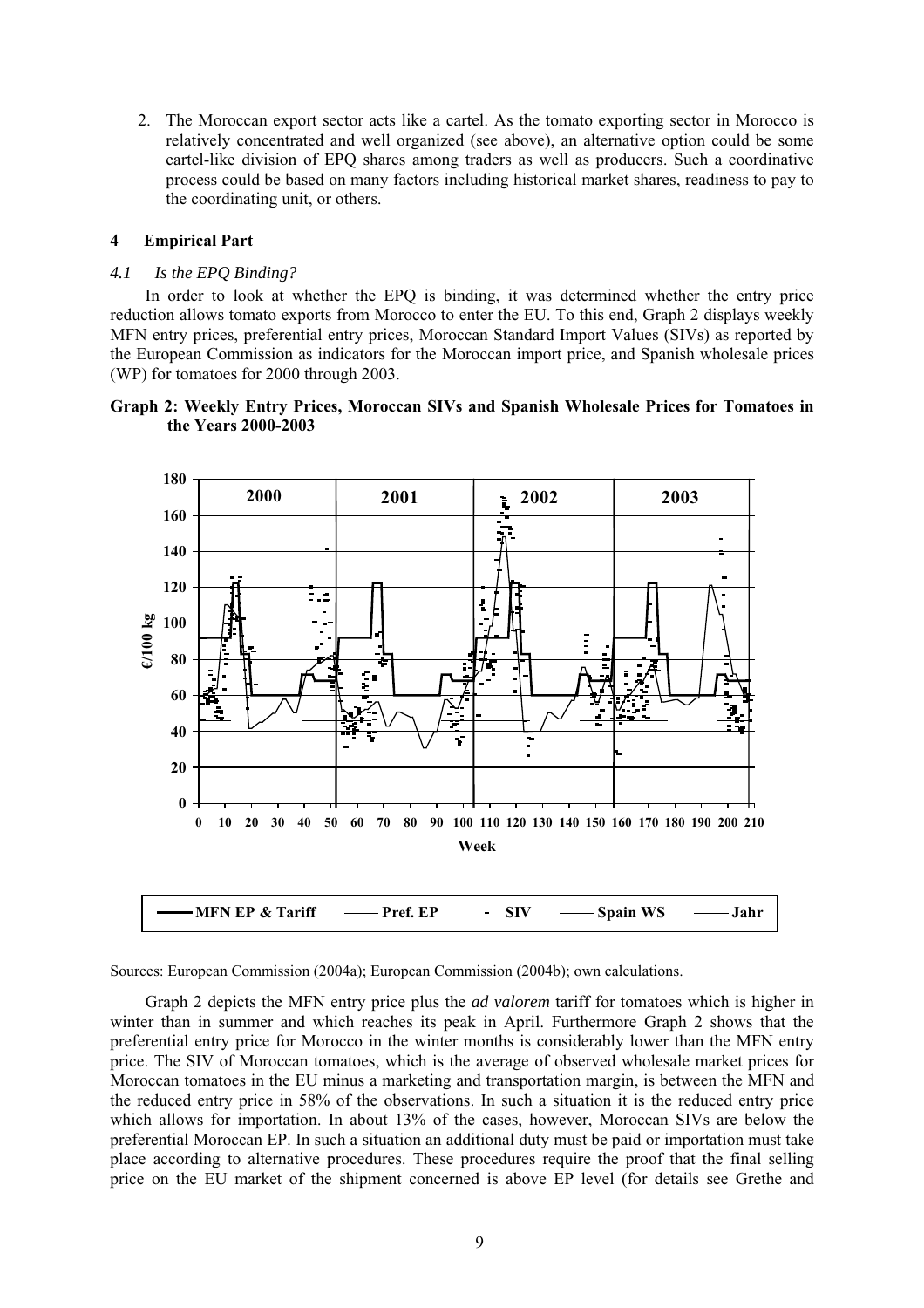2. The Moroccan export sector acts like a cartel. As the tomato exporting sector in Morocco is relatively concentrated and well organized (see above), an alternative option could be some cartel-like division of EPQ shares among traders as well as producers. Such a coordinative process could be based on many factors including historical market shares, readiness to pay to the coordinating unit, or others.

## 4 Empirical Part

### *4.1 Is the EPQ Binding?*

In order to look at whether the EPQ is binding, it was determined whether the entry price reduction allows tomato exports from Morocco to enter the EU. To this end, Graph 2 displays weekly MFN entry prices, preferential entry prices, Moroccan Standard Import Values (SIVs) as reported by the European Commission as indicators for the Moroccan import price, and Spanish wholesale prices (WP) for tomatoes for 2000 through 2003.

**Graph 2: Weekly Entry Prices, Moroccan SIVs and Spanish Wholesale Prices for Tomatoes in the Years 2000-2003**

Sources: European Commission (2004a); European Commission (2004b); own calculations.

Graph 2 depicts the MFN entry price plus the *ad valorem* tariff for tomatoes which is higher in winter than in summer and which reaches its peak in April. Furthermore Graph 2 shows that the preferential entry price for Morocco in the winter months is considerably lower than the MFN entry price. The SIV of Moroccan tomatoes, which is the average of observed wholesale market prices for Moroccan tomatoes in the EU minus a marketing and transportation margin, is between the MFN and the reduced entry price in 58% of the observations. In such a situation it is the reduced entry price which allows for importation. In about 13% of the cases, however, Moroccan SIVs are below the preferential Moroccan EP. In such a situation an additional duty must be paid or importation must take place according to alternative procedures. These procedures require the proof that the final selling price on the EU market of the shipment concerned is above EP level (for details see Grethe and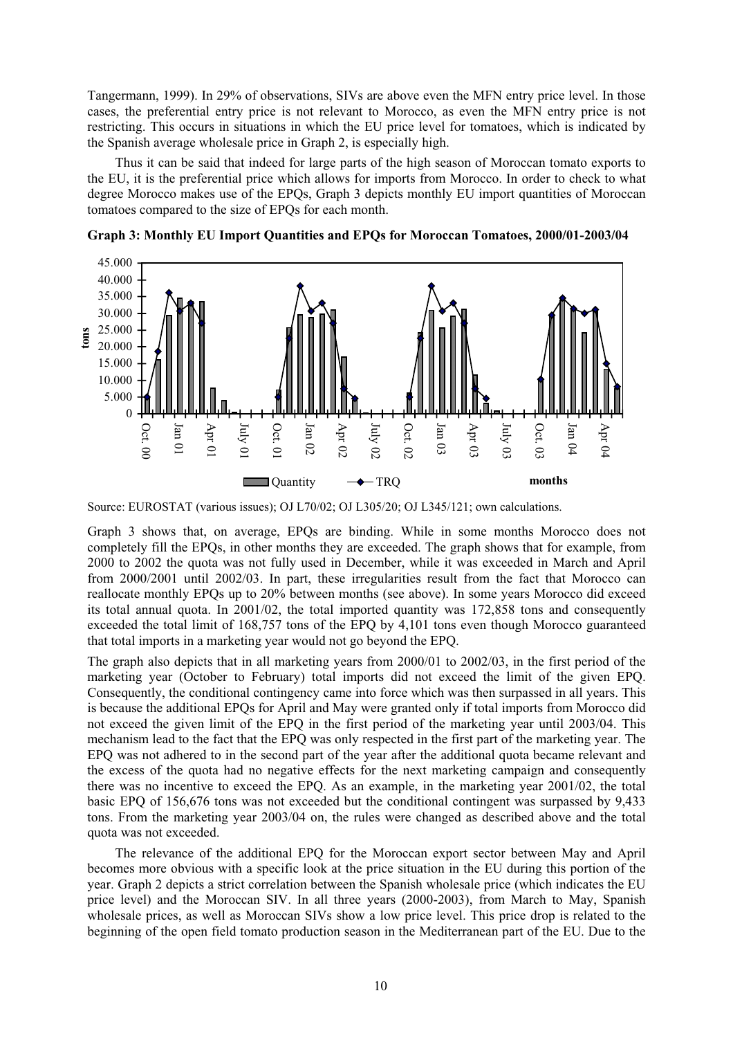Tangermann, 1999). In 29% of observations, SIVs are above even the MFN entry price level. In those cases, the preferential entry price is not relevant to Morocco, as even the MFN entry price is not restricting. This occurs in situations in which the EU price level for tomatoes, which is indicated by the Spanish average wholesale price in Graph 2, is especially high.

Thus it can be said that indeed for large parts of the high season of Moroccan tomato exports to the EU, it is the preferential price which allows for imports from Morocco. In order to check to what degree Morocco makes use of the EPQs, Graph 3 depicts monthly EU import quantities of Moroccan tomatoes compared to the size of EPQs for each month.

**Graph 3: Monthly EU Import Quantities and EPQs for Moroccan Tomatoes, 2000/01-2003/04**

Source: EUROSTAT (various issues); OJ L70/02; OJ L305/20; OJ L345/121; own calculations.

Graph 3 shows that, on average, EPQs are binding. While in some months Morocco does not completely fill the EPQs, in other months they are exceeded. The graph shows that for example, from 2000 to 2002 the quota was not fully used in December, while it was exceeded in March and April from 2000/2001 until 2002/03. In part, these irregularities result from the fact that Morocco can reallocate monthly EPQs up to 20% between months (see above). In some years Morocco did exceed its total annual quota. In 2001/02, the total imported quantity was 172,858 tons and consequently exceeded the total limit of 168,757 tons of the EPQ by 4,101 tons even though Morocco guaranteed that total imports in a marketing year would not go beyond the EPQ.

The graph also depicts that in all marketing years from 2000/01 to 2002/03, in the first period of the marketing year (October to February) total imports did not exceed the limit of the given EPQ. Consequently, the conditional contingency came into force which was then surpassed in all years. This is because the additional EPQs for April and May were granted only if total imports from Morocco did not exceed the given limit of the EPQ in the first period of the marketing year until 2003/04. This mechanism lead to the fact that the EPQ was only respected in the first part of the marketing year. The EPQ was not adhered to in the second part of the year after the additional quota became relevant and the excess of the quota had no negative effects for the next marketing campaign and consequently there was no incentive to exceed the EPQ. As an example, in the marketing year 2001/02, the total basic EPQ of 156,676 tons was not exceeded but the conditional contingent was surpassed by 9,433 tons. From the marketing year 2003/04 on, the rules were changed as described above and the total quota was not exceeded.

The relevance of the additional EPQ for the Moroccan export sector between May and April becomes more obvious with a specific look at the price situation in the EU during this portion of the year. Graph 2 depicts a strict correlation between the Spanish wholesale price (which indicates the EU price level) and the Moroccan SIV. In all three years (2000-2003), from March to May, Spanish wholesale prices, as well as Moroccan SIVs show a low price level. This price drop is related to the beginning of the open field tomato production season in the Mediterranean part of the EU. Due to the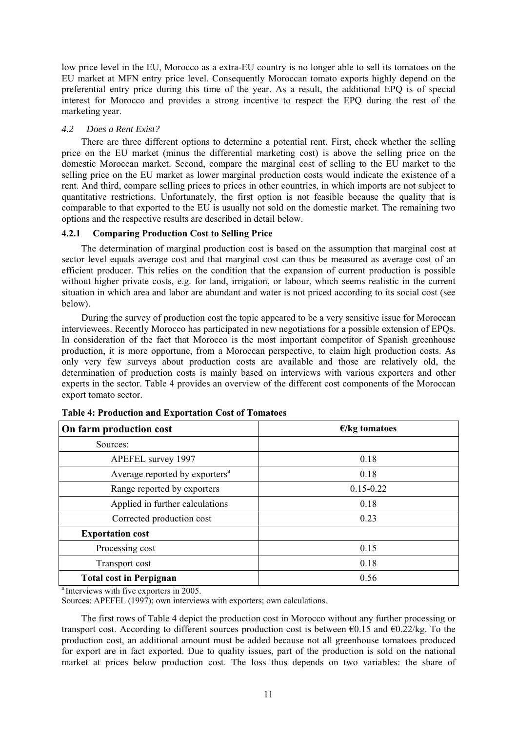low price level in the EU, Morocco as a extra-EU country is no longer able to sell its tomatoes on the EU market at MFN entry price level. Consequently Moroccan tomato exports highly depend on the preferential entry price during this time of the year. As a result, the additional EPQ is of special interest for Morocco and provides a strong incentive to respect the EPQ during the rest of the marketing year.

### *4.2 Does a Rent Exist?*

There are three different options to determine a potential rent. First, check whether the selling price on the EU market (minus the differential marketing cost) is above the selling price on the domestic Moroccan market. Second, compare the marginal cost of selling to the EU market to the selling price on the EU market as lower marginal production costs would indicate the existence of a rent. And third, compare selling prices to prices in other countries, in which imports are not subject to quantitative restrictions. Unfortunately, the first option is not feasible because the quality that is comparable to that exported to the EU is usually not sold on the domestic market. The remaining two options and the respective results are described in detail below.

#### 4.2.1 Comparing Production Cost to Selling Price

The determination of marginal production cost is based on the assumption that marginal cost at sector level equals average cost and that marginal cost can thus be measured as average cost of an efficient producer. This relies on the condition that the expansion of current production is possible without higher private costs, e.g. for land, irrigation, or labour, which seems realistic in the current situation in which area and labor are abundant and water is not priced according to its social cost (see below).

During the survey of production cost the topic appeared to be a very sensitive issue for Moroccan interviewees. Recently Morocco has participated in new negotiations for a possible extension of EPQs. In consideration of the fact that Morocco is the most important competitor of Spanish greenhouse production, it is more opportune, from a Moroccan perspective, to claim high production costs. As only very few surveys about production costs are available and those are relatively old, the determination of production costs is mainly based on interviews with various exporters and other experts in the sector. Table 4 provides an overview of the different cost components of the Moroccan export tomato sector.

**Table 4: Production and Exportation Cost of Tomatoes**

| On farm production cost | €/kg tomatoes |
|---|---|
| Sources: | |
| APEFEL survey 1997 | 0.18 |
| Average reported by exporters[a] | 0.18 |
| Range reported by exporters | 0.15-0.22 |
| Applied in further calculations | 0.18 |
| Corrected production cost | 0.23 |
| **Exportation cost** | |
| Processing cost | 0.15 |
| Transport cost | 0.18 |
| **Total cost in Perpignan** | 0.56 |

[a] Interviews with five exporters in 2005.

Sources: APEFEL (1997); own interviews with exporters; own calculations.

The first rows of Table 4 depict the production cost in Morocco without any further processing or transport cost. According to different sources production cost is between €0.15 and €0.22/kg. To the production cost, an additional amount must be added because not all greenhouse tomatoes produced for export are in fact exported. Due to quality issues, part of the production is sold on the national market at prices below production cost. The loss thus depends on two variables: the share of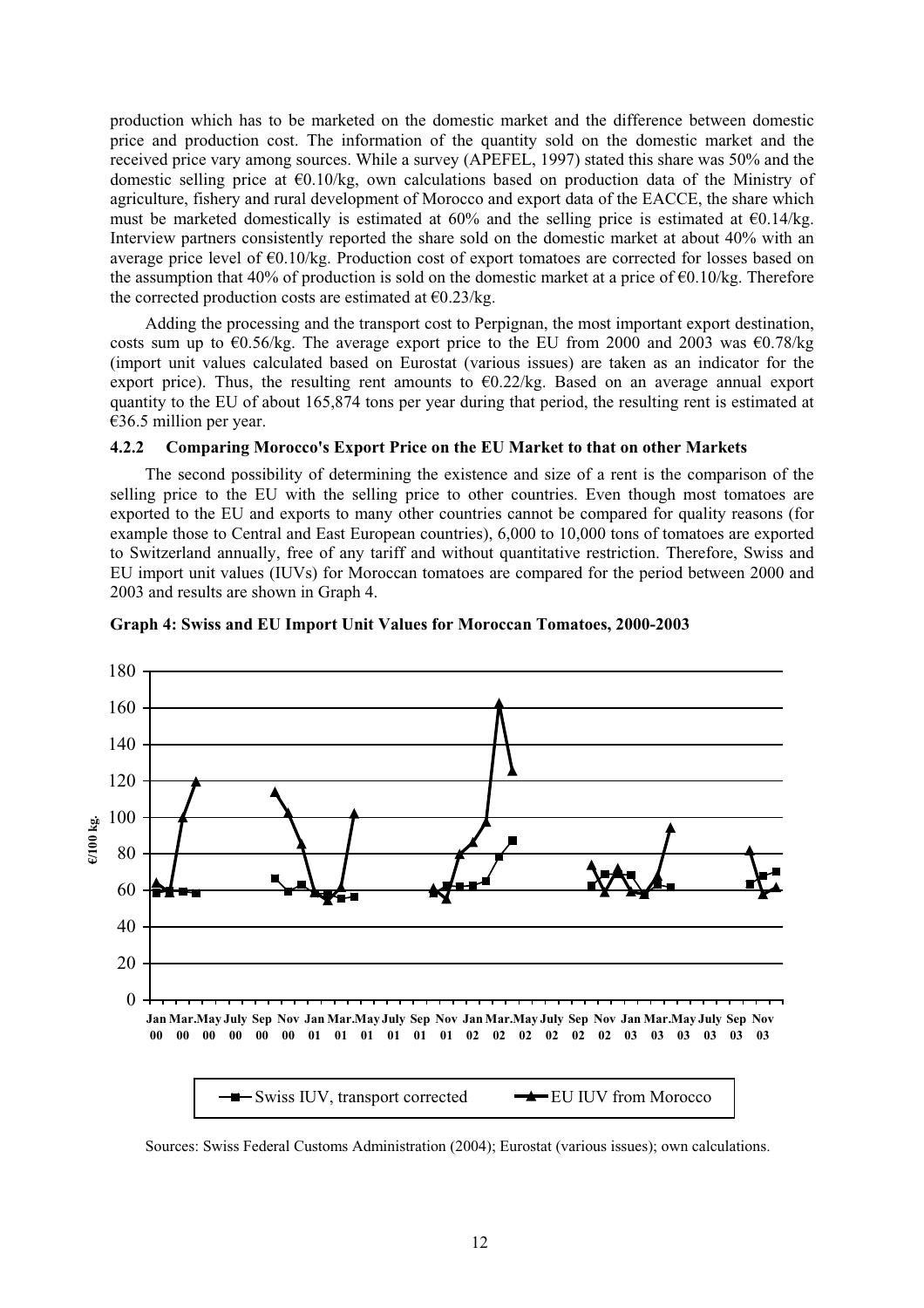production which has to be marketed on the domestic market and the difference between domestic price and production cost. The information of the quantity sold on the domestic market and the received price vary among sources. While a survey (APEFEL, 1997) stated this share was 50% and the domestic selling price at €0.10/kg, own calculations based on production data of the Ministry of agriculture, fishery and rural development of Morocco and export data of the EACCE, the share which must be marketed domestically is estimated at 60% and the selling price is estimated at €0.14/kg. Interview partners consistently reported the share sold on the domestic market at about 40% with an average price level of €0.10/kg. Production cost of export tomatoes are corrected for losses based on the assumption that 40% of production is sold on the domestic market at a price of €0.10/kg. Therefore the corrected production costs are estimated at €0.23/kg.

Adding the processing and the transport cost to Perpignan, the most important export destination, costs sum up to €0.56/kg. The average export price to the EU from 2000 and 2003 was €0.78/kg (import unit values calculated based on Eurostat (various issues) are taken as an indicator for the export price). Thus, the resulting rent amounts to €0.22/kg. Based on an average annual export quantity to the EU of about 165,874 tons per year during that period, the resulting rent is estimated at €36.5 million per year.

### 4.2.2 Comparing Morocco's Export Price on the EU Market to that on other Markets

The second possibility of determining the existence and size of a rent is the comparison of the selling price to the EU with the selling price to other countries. Even though most tomatoes are exported to the EU and exports to many other countries cannot be compared for quality reasons (for example those to Central and East European countries), 6,000 to 10,000 tons of tomatoes are exported to Switzerland annually, free of any tariff and without quantitative restriction. Therefore, Swiss and EU import unit values (IUVs) for Moroccan tomatoes are compared for the period between 2000 and 2003 and results are shown in Graph 4.

**Graph 4: Swiss and EU Import Unit Values for Moroccan Tomatoes, 2000-2003**

Sources: Swiss Federal Customs Administration (2004); Eurostat (various issues); own calculations.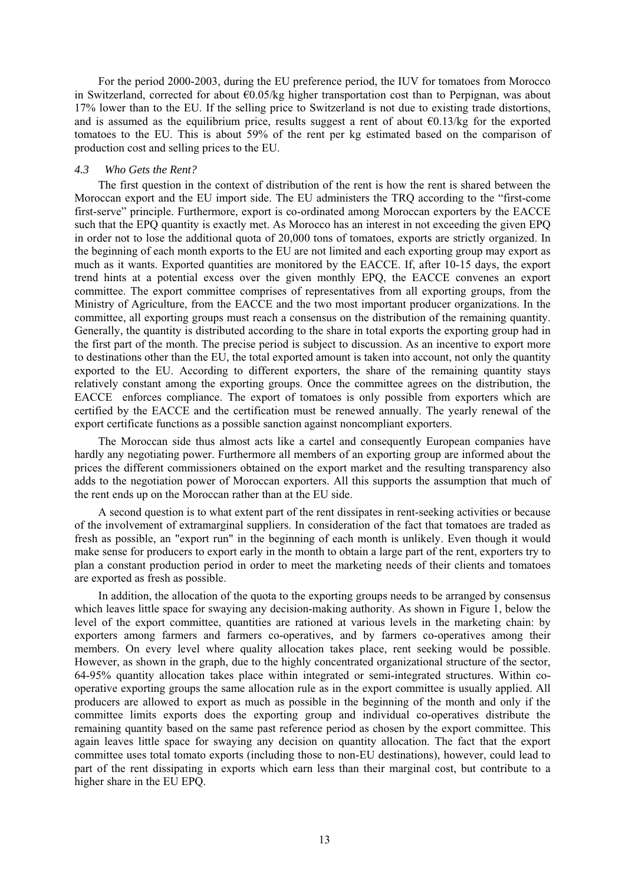For the period 2000-2003, during the EU preference period, the IUV for tomatoes from Morocco in Switzerland, corrected for about €0.05/kg higher transportation cost than to Perpignan, was about 17% lower than to the EU. If the selling price to Switzerland is not due to existing trade distortions, and is assumed as the equilibrium price, results suggest a rent of about €0.13/kg for the exported tomatoes to the EU. This is about 59% of the rent per kg estimated based on the comparison of production cost and selling prices to the EU.

### *4.3 Who Gets the Rent?*

The first question in the context of distribution of the rent is how the rent is shared between the Moroccan export and the EU import side. The EU administers the TRQ according to the "first-come first-serve" principle. Furthermore, export is co-ordinated among Moroccan exporters by the EACCE such that the EPQ quantity is exactly met. As Morocco has an interest in not exceeding the given EPQ in order not to lose the additional quota of 20,000 tons of tomatoes, exports are strictly organized. In the beginning of each month exports to the EU are not limited and each exporting group may export as much as it wants. Exported quantities are monitored by the EACCE. If, after 10-15 days, the export trend hints at a potential excess over the given monthly EPQ, the EACCE convenes an export committee. The export committee comprises of representatives from all exporting groups, from the Ministry of Agriculture, from the EACCE and the two most important producer organizations. In the committee, all exporting groups must reach a consensus on the distribution of the remaining quantity. Generally, the quantity is distributed according to the share in total exports the exporting group had in the first part of the month. The precise period is subject to discussion. As an incentive to export more to destinations other than the EU, the total exported amount is taken into account, not only the quantity exported to the EU. According to different exporters, the share of the remaining quantity stays relatively constant among the exporting groups. Once the committee agrees on the distribution, the EACCE enforces compliance. The export of tomatoes is only possible from exporters which are certified by the EACCE and the certification must be renewed annually. The yearly renewal of the export certificate functions as a possible sanction against noncompliant exporters.

The Moroccan side thus almost acts like a cartel and consequently European companies have hardly any negotiating power. Furthermore all members of an exporting group are informed about the prices the different commissioners obtained on the export market and the resulting transparency also adds to the negotiation power of Moroccan exporters. All this supports the assumption that much of the rent ends up on the Moroccan rather than at the EU side.

A second question is to what extent part of the rent dissipates in rent-seeking activities or because of the involvement of extramarginal suppliers. In consideration of the fact that tomatoes are traded as fresh as possible, an "export run" in the beginning of each month is unlikely. Even though it would make sense for producers to export early in the month to obtain a large part of the rent, exporters try to plan a constant production period in order to meet the marketing needs of their clients and tomatoes are exported as fresh as possible.

In addition, the allocation of the quota to the exporting groups needs to be arranged by consensus which leaves little space for swaying any decision-making authority. As shown in Figure 1, below the level of the export committee, quantities are rationed at various levels in the marketing chain: by exporters among farmers and farmers co-operatives, and by farmers co-operatives among their members. On every level where quality allocation takes place, rent seeking would be possible. However, as shown in the graph, due to the highly concentrated organizational structure of the sector, 64-95% quantity allocation takes place within integrated or semi-integrated structures. Within co-operative exporting groups the same allocation rule as in the export committee is usually applied. All producers are allowed to export as much as possible in the beginning of the month and only if the committee limits exports does the exporting group and individual co-operatives distribute the remaining quantity based on the same past reference period as chosen by the export committee. This again leaves little space for swaying any decision on quantity allocation. The fact that the export committee uses total tomato exports (including those to non-EU destinations), however, could lead to part of the rent dissipating in exports which earn less than their marginal cost, but contribute to a higher share in the EU EPQ.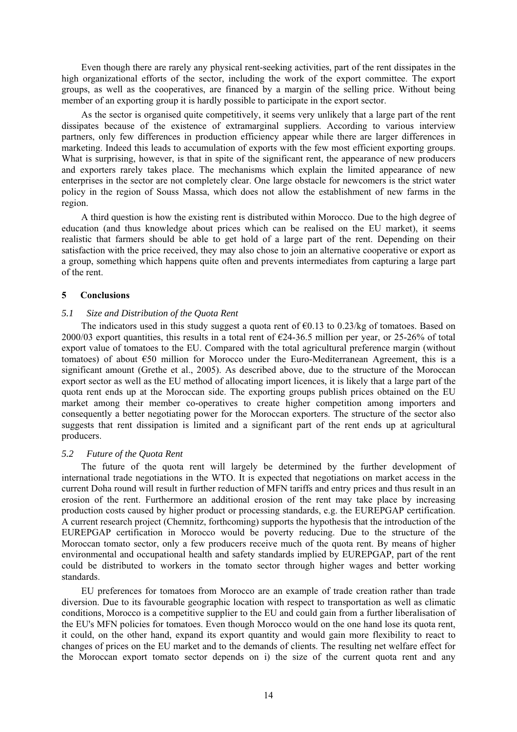Even though there are rarely any physical rent-seeking activities, part of the rent dissipates in the high organizational efforts of the sector, including the work of the export committee. The export groups, as well as the cooperatives, are financed by a margin of the selling price. Without being member of an exporting group it is hardly possible to participate in the export sector.

As the sector is organised quite competitively, it seems very unlikely that a large part of the rent dissipates because of the existence of extramarginal suppliers. According to various interview partners, only few differences in production efficiency appear while there are larger differences in marketing. Indeed this leads to accumulation of exports with the few most efficient exporting groups. What is surprising, however, is that in spite of the significant rent, the appearance of new producers and exporters rarely takes place. The mechanisms which explain the limited appearance of new enterprises in the sector are not completely clear. One large obstacle for newcomers is the strict water policy in the region of Souss Massa, which does not allow the establishment of new farms in the region.

A third question is how the existing rent is distributed within Morocco. Due to the high degree of education (and thus knowledge about prices which can be realised on the EU market), it seems realistic that farmers should be able to get hold of a large part of the rent. Depending on their satisfaction with the price received, they may also chose to join an alternative cooperative or export as a group, something which happens quite often and prevents intermediates from capturing a large part of the rent.

## 5 Conclusions

### *5.1 Size and Distribution of the Quota Rent*

The indicators used in this study suggest a quota rent of €0.13 to 0.23/kg of tomatoes. Based on 2000/03 export quantities, this results in a total rent of €24-36.5 million per year, or 25-26% of total export value of tomatoes to the EU. Compared with the total agricultural preference margin (without tomatoes) of about €50 million for Morocco under the Euro-Mediterranean Agreement, this is a significant amount (Grethe et al., 2005). As described above, due to the structure of the Moroccan export sector as well as the EU method of allocating import licences, it is likely that a large part of the quota rent ends up at the Moroccan side. The exporting groups publish prices obtained on the EU market among their member co-operatives to create higher competition among importers and consequently a better negotiating power for the Moroccan exporters. The structure of the sector also suggests that rent dissipation is limited and a significant part of the rent ends up at agricultural producers.

### *5.2 Future of the Quota Rent*

The future of the quota rent will largely be determined by the further development of international trade negotiations in the WTO. It is expected that negotiations on market access in the current Doha round will result in further reduction of MFN tariffs and entry prices and thus result in an erosion of the rent. Furthermore an additional erosion of the rent may take place by increasing production costs caused by higher product or processing standards, e.g. the EUREPGAP certification. A current research project (Chemnitz, forthcoming) supports the hypothesis that the introduction of the EUREPGAP certification in Morocco would be poverty reducing. Due to the structure of the Moroccan tomato sector, only a few producers receive much of the quota rent. By means of higher environmental and occupational health and safety standards implied by EUREPGAP, part of the rent could be distributed to workers in the tomato sector through higher wages and better working standards.

EU preferences for tomatoes from Morocco are an example of trade creation rather than trade diversion. Due to its favourable geographic location with respect to transportation as well as climatic conditions, Morocco is a competitive supplier to the EU and could gain from a further liberalisation of the EU's MFN policies for tomatoes. Even though Morocco would on the one hand lose its quota rent, it could, on the other hand, expand its export quantity and would gain more flexibility to react to changes of prices on the EU market and to the demands of clients. The resulting net welfare effect for the Moroccan export tomato sector depends on i) the size of the current quota rent and any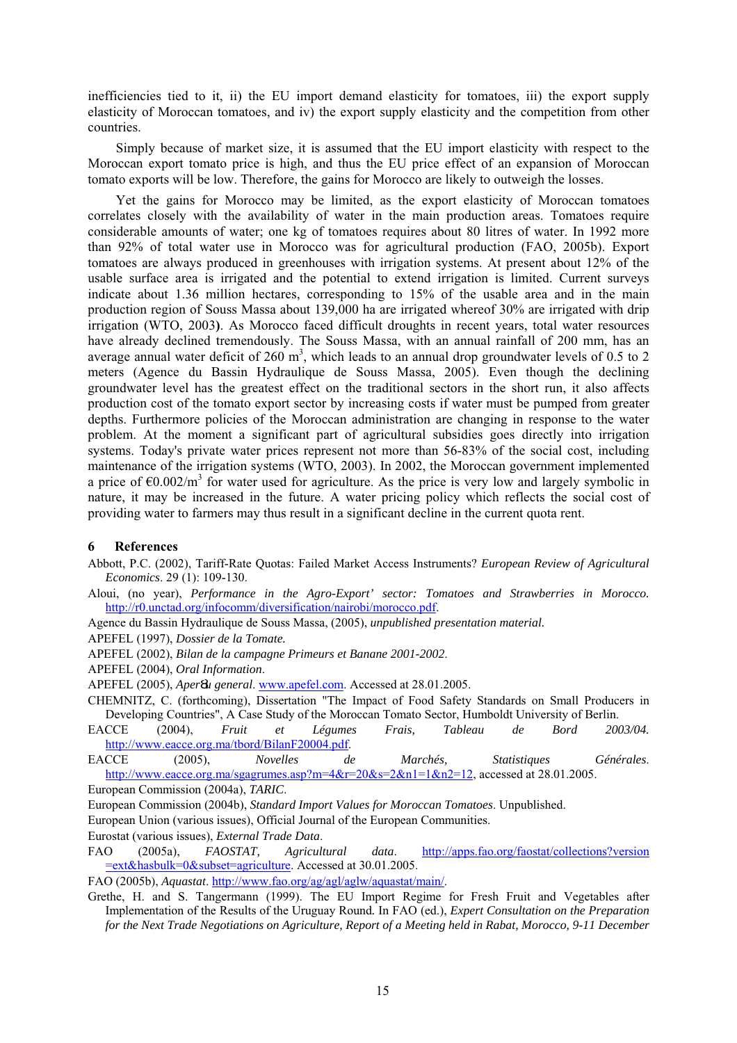inefficiencies tied to it, ii) the EU import demand elasticity for tomatoes, iii) the export supply elasticity of Moroccan tomatoes, and iv) the export supply elasticity and the competition from other countries.

Simply because of market size, it is assumed that the EU import elasticity with respect to the Moroccan export tomato price is high, and thus the EU price effect of an expansion of Moroccan tomato exports will be low. Therefore, the gains for Morocco are likely to outweigh the losses.

Yet the gains for Morocco may be limited, as the export elasticity of Moroccan tomatoes correlates closely with the availability of water in the main production areas. Tomatoes require considerable amounts of water; one kg of tomatoes requires about 80 litres of water. In 1992 more than 92% of total water use in Morocco was for agricultural production (FAO, 2005b). Export tomatoes are always produced in greenhouses with irrigation systems. At present about 12% of the usable surface area is irrigated and the potential to extend irrigation is limited. Current surveys indicate about 1.36 million hectares, corresponding to 15% of the usable area and in the main production region of Souss Massa about 139,000 ha are irrigated whereof 30% are irrigated with drip irrigation (WTO, 2003**)**. As Morocco faced difficult droughts in recent years, total water resources have already declined tremendously. The Souss Massa, with an annual rainfall of 200 mm, has an average annual water deficit of 260 m$^3$, which leads to an annual drop groundwater levels of 0.5 to 2 meters (Agence du Bassin Hydraulique de Souss Massa, 2005). Even though the declining groundwater level has the greatest effect on the traditional sectors in the short run, it also affects production cost of the tomato export sector by increasing costs if water must be pumped from greater depths. Furthermore policies of the Moroccan administration are changing in response to the water problem. At the moment a significant part of agricultural subsidies goes directly into irrigation systems. Today's private water prices represent not more than 56-83% of the social cost, including maintenance of the irrigation systems (WTO, 2003). In 2002, the Moroccan government implemented a price of €0.002/m$^3$ for water used for agriculture. As the price is very low and largely symbolic in nature, it may be increased in the future. A water pricing policy which reflects the social cost of providing water to farmers may thus result in a significant decline in the current quota rent.

## 6 References

Abbott, P.C. (2002), Tariff-Rate Quotas: Failed Market Access Instruments? *European Review of Agricultural Economics*. 29 (1): 109-130.

Aloui, (no year), *Performance in the Agro-Export' sector: Tomatoes and Strawberries in Morocco.* http://r0.unctad.org/infocomm/diversification/nairobi/morocco.pdf.

Agence du Bassin Hydraulique de Souss Massa, (2005), *unpublished presentation material.*

APEFEL (1997), *Dossier de la Tomate.*

APEFEL (2002), *Bilan de la campagne Primeurs et Banane 2001-2002*.

APEFEL (2004), *Oral Information*.

APEFEL (2005), *Aperçu general*. www.apefel.com. Accessed at 28.01.2005.

CHEMNITZ, C. (forthcoming), Dissertation "The Impact of Food Safety Standards on Small Producers in Developing Countries", A Case Study of the Moroccan Tomato Sector, Humboldt University of Berlin.

EACCE (2004), *Fruit et Légumes Frais, Tableau de Bord 2003/04.* http://www.eacce.org.ma/tbord/BilanF20004.pdf.

EACCE (2005), *Novelles de Marchés, Statistiques Générales*. http://www.eacce.org.ma/sgagrumes.asp?m=4&r=20&s=2&n1=1&n2=12, accessed at 28.01.2005.

European Commission (2004a), *TARIC.*

European Commission (2004b), *Standard Import Values for Moroccan Tomatoes*. Unpublished.

European Union (various issues), Official Journal of the European Communities.

Eurostat (various issues), *External Trade Data*.

FAO (2005a), *FAOSTAT, Agricultural data*. http://apps.fao.org/faostat/collections?version=ext&hasbulk=0&subset=agriculture. Accessed at 30.01.2005.

FAO (2005b), *Aquastat*. http://www.fao.org/ag/agl/aglw/aquastat/main/.

Grethe, H. and S. Tangermann (1999). The EU Import Regime for Fresh Fruit and Vegetables after Implementation of the Results of the Uruguay Round. In FAO (ed.), *Expert Consultation on the Preparation for the Next Trade Negotiations on Agriculture, Report of a Meeting held in Rabat, Morocco, 9-11 December*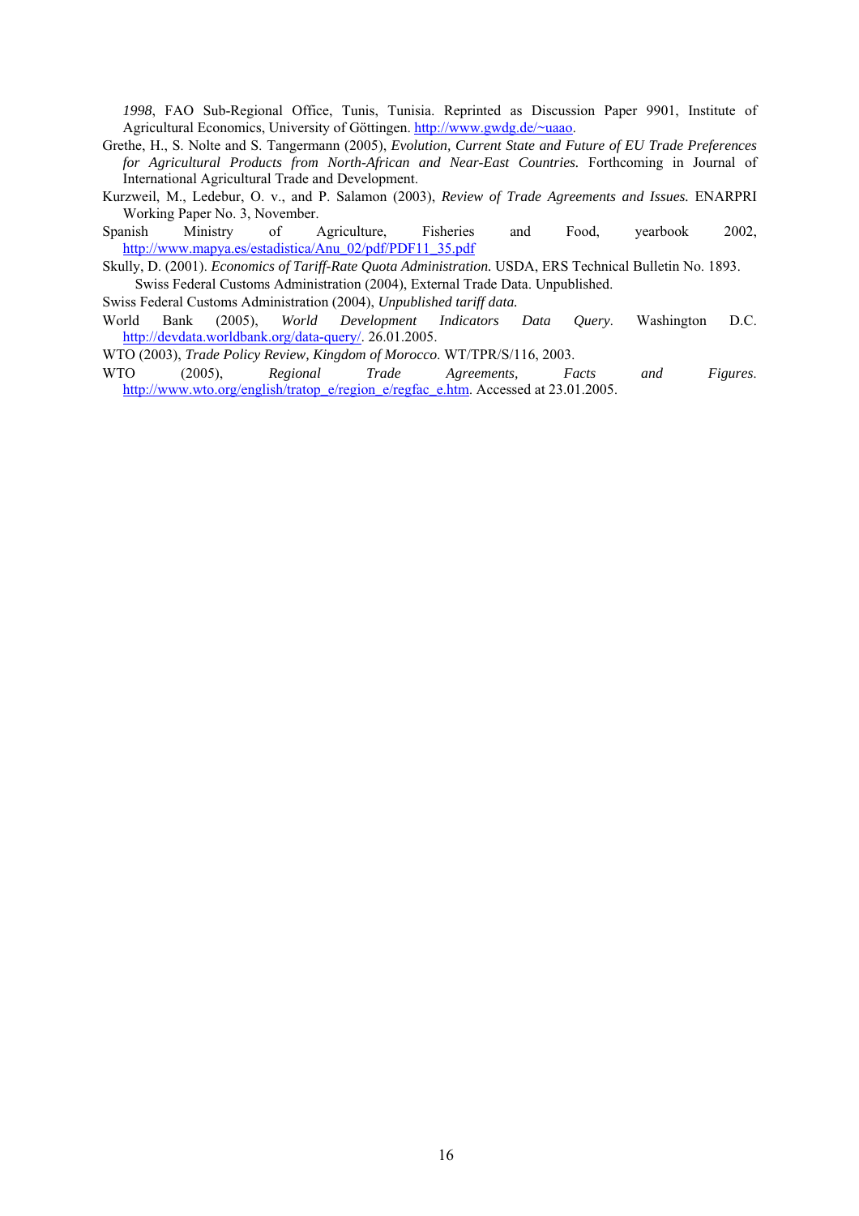*1998*, FAO Sub-Regional Office, Tunis, Tunisia. Reprinted as Discussion Paper 9901, Institute of Agricultural Economics, University of Göttingen. http://www.gwdg.de/~uaao.

Grethe, H., S. Nolte and S. Tangermann (2005), *Evolution, Current State and Future of EU Trade Preferences for Agricultural Products from North-African and Near-East Countries.* Forthcoming in Journal of International Agricultural Trade and Development.

Kurzweil, M., Ledebur, O. v., and P. Salamon (2003), *Review of Trade Agreements and Issues.* ENARPRI Working Paper No. 3, November.

Spanish Ministry of Agriculture, Fisheries and Food, yearbook 2002, http://www.mapya.es/estadistica/Anu_02/pdf/PDF11_35.pdf

Skully, D. (2001). *Economics of Tariff-Rate Quota Administration.* USDA, ERS Technical Bulletin No. 1893.
Swiss Federal Customs Administration (2004), External Trade Data. Unpublished.

Swiss Federal Customs Administration (2004), *Unpublished tariff data.*

World Bank (2005), *World Development Indicators Data Query*. Washington D.C. http://devdata.worldbank.org/data-query/. 26.01.2005.

WTO (2003), *Trade Policy Review, Kingdom of Morocco*. WT/TPR/S/116, 2003.

WTO (2005), *Regional Trade Agreements, Facts and Figures*. http://www.wto.org/english/tratop_e/region_e/regfac_e.htm. Accessed at 23.01.2005.